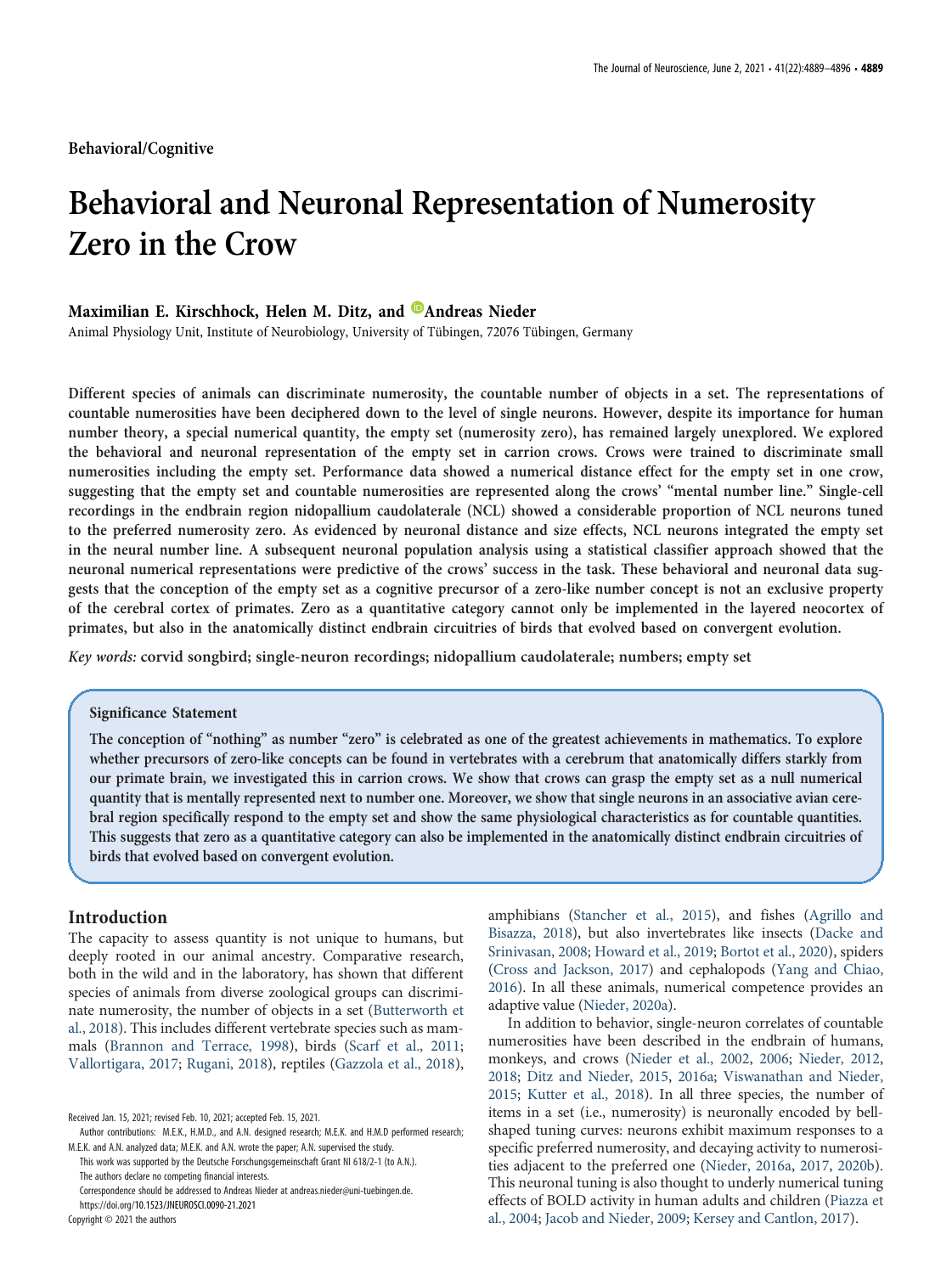Behavioral/Cognitive

# Behavioral and Neuronal Representation of Numerosity Zero in the Crow

**Maximilian E. Kirschhock, Helen M. Ditz, and Andreas Nieder**

Animal Physiology Unit, Institute of Neurobiology, University of Tübingen, 72076 Tübingen, Germany

**Different species of animals can discriminate numerosity, the countable number of objects in a set. The representations of countable numerosities have been deciphered down to the level of single neurons. However, despite its importance for human number theory, a special numerical quantity, the empty set (numerosity zero), has remained largely unexplored. We explored the behavioral and neuronal representation of the empty set in carrion crows. Crows were trained to discriminate small numerosities including the empty set. Performance data showed a numerical distance effect for the empty set in one crow, suggesting that the empty set and countable numerosities are represented along the crows' "mental number line." Single-cell recordings in the endbrain region nidopallium caudolaterale (NCL) showed a considerable proportion of NCL neurons tuned to the preferred numerosity zero. As evidenced by neuronal distance and size effects, NCL neurons integrated the empty set in the neural number line. A subsequent neuronal population analysis using a statistical classifier approach showed that the neuronal numerical representations were predictive of the crows' success in the task. These behavioral and neuronal data suggests that the conception of the empty set as a cognitive precursor of a zero-like number concept is not an exclusive property of the cerebral cortex of primates. Zero as a quantitative category cannot only be implemented in the layered neocortex of primates, but also in the anatomically distinct endbrain circuitries of birds that evolved based on convergent evolution.**

*Key words:* **corvid songbird; single-neuron recordings; nidopallium caudolaterale; numbers; empty set**

> **Significance Statement**
>
> **The conception of "nothing" as number "zero" is celebrated as one of the greatest achievements in mathematics. To explore whether precursors of zero-like concepts can be found in vertebrates with a cerebrum that anatomically differs starkly from our primate brain, we investigated this in carrion crows. We show that crows can grasp the empty set as a null numerical quantity that is mentally represented next to number one. Moreover, we show that single neurons in an associative avian cerebral region specifically respond to the empty set and show the same physiological characteristics as for countable quantities. This suggests that zero as a quantitative category can also be implemented in the anatomically distinct endbrain circuitries of birds that evolved based on convergent evolution.**

## Introduction

The capacity to assess quantity is not unique to humans, but deeply rooted in our animal ancestry. Comparative research, both in the wild and in the laboratory, has shown that different species of animals from diverse zoological groups can discriminate numerosity, the number of objects in a set (Butterworth et al., 2018). This includes different vertebrate species such as mammals (Brannon and Terrace, 1998), birds (Scarf et al., 2011; Vallortigara, 2017; Rugani, 2018), reptiles (Gazzola et al., 2018), amphibians (Stancher et al., 2015), and fishes (Agrillo and Bisazza, 2018), but also invertebrates like insects (Dacke and Srinivasan, 2008; Howard et al., 2019; Bortot et al., 2020), spiders (Cross and Jackson, 2017) and cephalopods (Yang and Chiao, 2016). In all these animals, numerical competence provides an adaptive value (Nieder, 2020a).

In addition to behavior, single-neuron correlates of countable numerosities have been described in the endbrain of humans, monkeys, and crows (Nieder et al., 2002, 2006; Nieder, 2012, 2018; Ditz and Nieder, 2015, 2016a; Viswanathan and Nieder, 2015; Kutter et al., 2018). In all three species, the number of items in a set (i.e., numerosity) is neuronally encoded by bell-shaped tuning curves: neurons exhibit maximum responses to a specific preferred numerosity, and decaying activity to numerosities adjacent to the preferred one (Nieder, 2016a, 2017, 2020b). This neuronal tuning is also thought to underly numerical tuning effects of BOLD activity in human adults and children (Piazza et al., 2004; Jacob and Nieder, 2009; Kersey and Cantlon, 2017).

Received Jan. 15, 2021; revised Feb. 10, 2021; accepted Feb. 15, 2021.

Author contributions: M.E.K., H.M.D., and A.N. designed research; M.E.K. and H.M.D performed research; M.E.K. and A.N. analyzed data; M.E.K. and A.N. wrote the paper; A.N. supervised the study.

This work was supported by the Deutsche Forschungsgemeinschaft Grant NI 618/2-1 (to A.N.).

The authors declare no competing financial interests.

Correspondence should be addressed to Andreas Nieder at andreas.nieder@uni-tuebingen.de.

https://doi.org/10.1523/JNEUROSCI.0090-21.2021

Copyright © 2021 the authors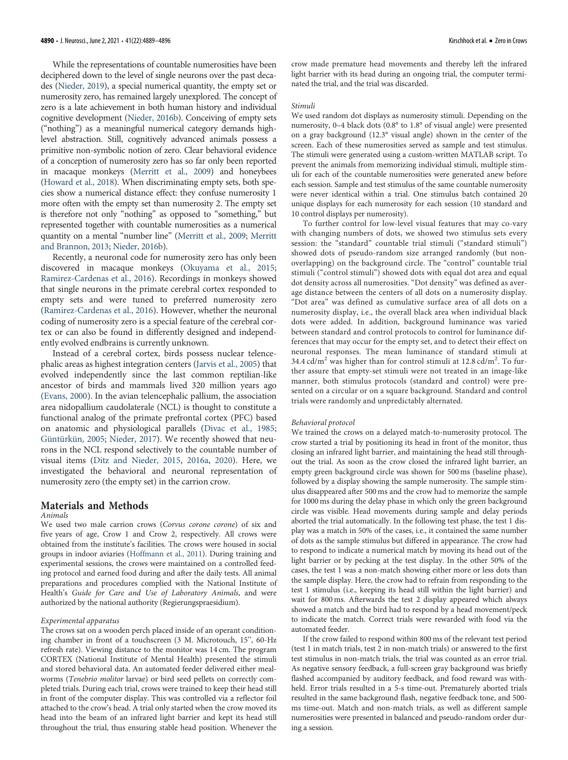While the representations of countable numerosities have been deciphered down to the level of single neurons over the past decades (Nieder, 2019), a special numerical quantity, the empty set or numerosity zero, has remained largely unexplored. The concept of zero is a late achievement in both human history and individual cognitive development (Nieder, 2016b). Conceiving of empty sets ("nothing") as a meaningful numerical category demands high-level abstraction. Still, cognitively advanced animals possess a primitive non-symbolic notion of zero. Clear behavioral evidence of a conception of numerosity zero has so far only been reported in macaque monkeys (Merritt et al., 2009) and honeybees (Howard et al., 2018). When discriminating empty sets, both species show a numerical distance effect: they confuse numerosity 1 more often with the empty set than numerosity 2. The empty set is therefore not only "nothing" as opposed to "something," but represented together with countable numerosities as a numerical quantity on a mental "number line" (Merritt et al., 2009; Merritt and Brannon, 2013; Nieder, 2016b).

Recently, a neuronal code for numerosity zero has only been discovered in macaque monkeys (Okuyama et al., 2015; Ramirez-Cardenas et al., 2016). Recordings in monkeys showed that single neurons in the primate cerebral cortex responded to empty sets and were tuned to preferred numerosity zero (Ramirez-Cardenas et al., 2016). However, whether the neuronal coding of numerosity zero is a special feature of the cerebral cortex or can also be found in differently designed and independently evolved endbrains is currently unknown.

Instead of a cerebral cortex, birds possess nuclear telencephalic areas as highest integration centers (Jarvis et al., 2005) that evolved independently since the last common reptilian-like ancestor of birds and mammals lived 320 million years ago (Evans, 2000). In the avian telencephalic pallium, the association area nidopallium caudolaterale (NCL) is thought to constitute a functional analog of the primate prefrontal cortex (PFC) based on anatomic and physiological parallels (Divac et al., 1985; Güntürkün, 2005; Nieder, 2017). We recently showed that neurons in the NCL respond selectively to the countable number of visual items (Ditz and Nieder, 2015, 2016a, 2020). Here, we investigated the behavioral and neuronal representation of numerosity zero (the empty set) in the carrion crow.

## Materials and Methods

### Animals

We used two male carrion crows (*Corvus corone corone*) of six and five years of age, Crow 1 and Crow 2, respectively. All crows were obtained from the institute's facilities. The crows were housed in social groups in indoor aviaries (Hoffmann et al., 2011). During training and experimental sessions, the crows were maintained on a controlled feeding protocol and earned food during and after the daily tests. All animal preparations and procedures complied with the National Institute of Health's *Guide for Care and Use of Laboratory Animals*, and were authorized by the national authority (Regierungspraesidium).

### Experimental apparatus

The crows sat on a wooden perch placed inside of an operant conditioning chamber in front of a touchscreen (3 M. Microtouch, 15", 60-Hz refresh rate). Viewing distance to the monitor was 14 cm. The program CORTEX (National Institute of Mental Health) presented the stimuli and stored behavioral data. An automated feeder delivered either mealworms (*Tenebrio molitor* larvae) or bird seed pellets on correctly completed trials. During each trial, crows were trained to keep their head still in front of the computer display. This was controlled via a reflector foil attached to the crow's head. A trial only started when the crow moved its head into the beam of an infrared light barrier and kept its head still throughout the trial, thus ensuring stable head position. Whenever the crow made premature head movements and thereby left the infrared light barrier with its head during an ongoing trial, the computer terminated the trial, and the trial was discarded.

### Stimuli

We used random dot displays as numerosity stimuli. Depending on the numerosity, 0–4 black dots (0.8° to 1.8° of visual angle) were presented on a gray background (12.3° visual angle) shown in the center of the screen. Each of these numerosities served as sample and test stimulus. The stimuli were generated using a custom-written MATLAB script. To prevent the animals from memorizing individual stimuli, multiple stimuli for each of the countable numerosities were generated anew before each session. Sample and test stimulus of the same countable numerosity were never identical within a trial. One stimulus batch contained 20 unique displays for each numerosity for each session (10 standard and 10 control displays per numerosity).

To further control for low-level visual features that may co-vary with changing numbers of dots, we showed two stimulus sets every session: the "standard" countable trial stimuli ("standard stimuli") showed dots of pseudo-random size arranged randomly (but non-overlapping) on the background circle. The "control" countable trial stimuli ("control stimuli") showed dots with equal dot area and equal dot density across all numerosities. "Dot density" was defined as average distance between the centers of all dots on a numerosity display. "Dot area" was defined as cumulative surface area of all dots on a numerosity display, i.e., the overall black area when individual black dots were added. In addition, background luminance was varied between standard and control protocols to control for luminance differences that may occur for the empty set, and to detect their effect on neuronal responses. The mean luminance of standard stimuli at 34.4 cd/m$^2$ was higher than for control stimuli at 12.8 cd/m$^2$. To further assure that empty-set stimuli were not treated in an image-like manner, both stimulus protocols (standard and control) were presented on a circular or on a square background. Standard and control trials were randomly and unpredictably alternated.

### Behavioral protocol

We trained the crows on a delayed match-to-numerosity protocol. The crow started a trial by positioning its head in front of the monitor, thus closing an infrared light barrier, and maintaining the head still throughout the trial. As soon as the crow closed the infrared light barrier, an empty green background circle was shown for 500 ms (baseline phase), followed by a display showing the sample numerosity. The sample stimulus disappeared after 500 ms and the crow had to memorize the sample for 1000 ms during the delay phase in which only the green background circle was visible. Head movements during sample and delay periods aborted the trial automatically. In the following test phase, the test 1 display was a match in 50% of the cases, i.e., it contained the same number of dots as the sample stimulus but differed in appearance. The crow had to respond to indicate a numerical match by moving its head out of the light barrier or by pecking at the test display. In the other 50% of the cases, the test 1 was a non-match showing either more or less dots than the sample display. Here, the crow had to refrain from responding to the test 1 stimulus (i.e., keeping its head still within the light barrier) and wait for 800 ms. Afterwards the test 2 display appeared which always showed a match and the bird had to respond by a head movement/peck to indicate the match. Correct trials were rewarded with food via the automated feeder.

If the crow failed to respond within 800 ms of the relevant test period (test 1 in match trials, test 2 in non-match trials) or answered to the first test stimulus in non-match trials, the trial was counted as an error trial. As negative sensory feedback, a full-screen gray background was briefly flashed accompanied by auditory feedback, and food reward was withheld. Error trials resulted in a 5-s time-out. Prematurely aborted trials resulted in the same background flash, negative feedback tone, and 500-ms time-out. Match and non-match trials, as well as different sample numerosities were presented in balanced and pseudo-random order during a session.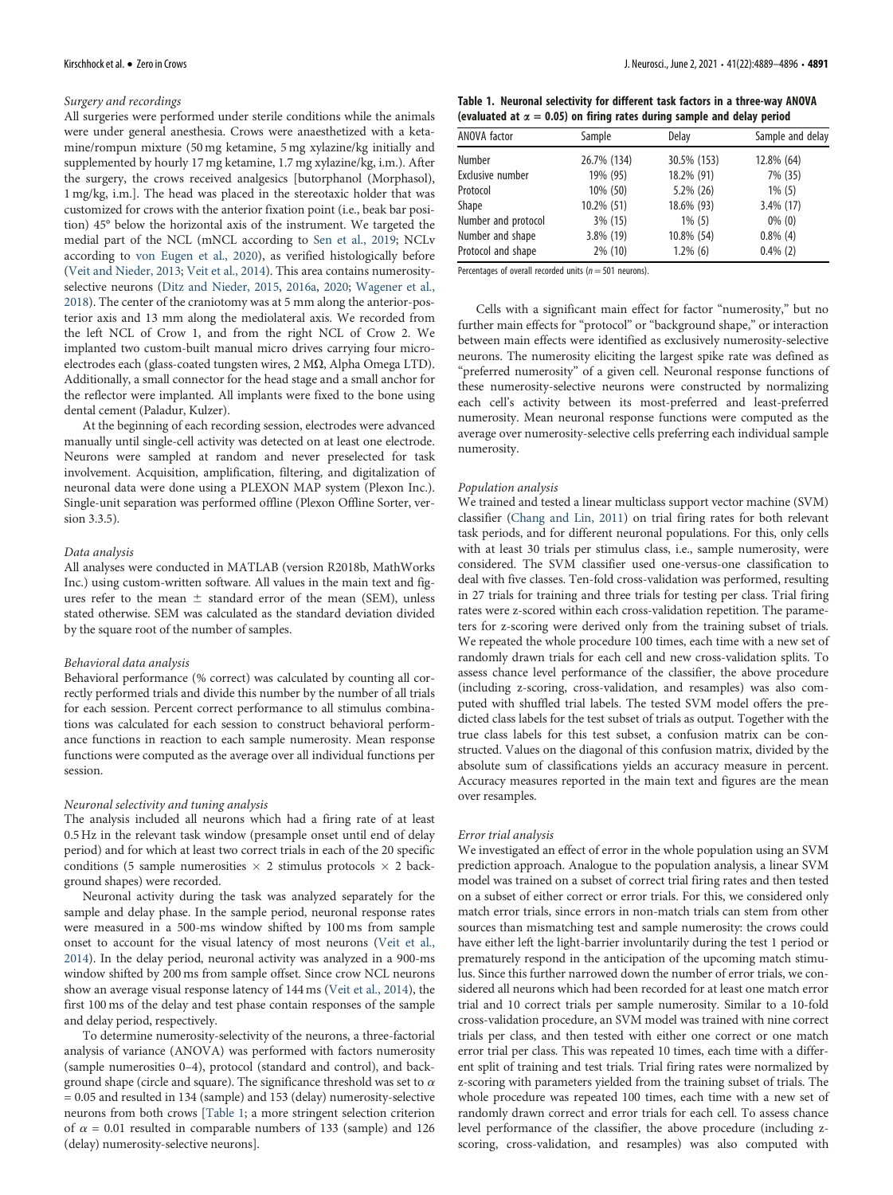#### Surgery and recordings

All surgeries were performed under sterile conditions while the animals were under general anesthesia. Crows were anaesthetized with a ketamine/rompun mixture (50 mg ketamine, 5 mg xylazine/kg initially and supplemented by hourly 17 mg ketamine, 1.7 mg xylazine/kg, i.m.). After the surgery, the crows received analgesics [butorphanol (Morphasol), 1 mg/kg, i.m.]. The head was placed in the stereotaxic holder that was customized for crows with the anterior fixation point (i.e., beak bar position) 45° below the horizontal axis of the instrument. We targeted the medial part of the NCL (mNCL according to Sen et al., 2019; NCLv according to von Eugen et al., 2020), as verified histologically before (Veit and Nieder, 2013; Veit et al., 2014). This area contains numerosity-selective neurons (Ditz and Nieder, 2015, 2016a, 2020; Wagener et al., 2018). The center of the craniotomy was at 5 mm along the anterior-posterior axis and 13 mm along the mediolateral axis. We recorded from the left NCL of Crow 1, and from the right NCL of Crow 2. We implanted two custom-built manual micro drives carrying four microelectrodes each (glass-coated tungsten wires, 2 MΩ, Alpha Omega LTD). Additionally, a small connector for the head stage and a small anchor for the reflector were implanted. All implants were fixed to the bone using dental cement (Paladur, Kulzer).

At the beginning of each recording session, electrodes were advanced manually until single-cell activity was detected on at least one electrode. Neurons were sampled at random and never preselected for task involvement. Acquisition, amplification, filtering, and digitalization of neuronal data were done using a PLEXON MAP system (Plexon Inc.). Single-unit separation was performed offline (Plexon Offline Sorter, version 3.3.5).

#### Data analysis

All analyses were conducted in MATLAB (version R2018b, MathWorks Inc.) using custom-written software. All values in the main text and figures refer to the mean ± standard error of the mean (SEM), unless stated otherwise. SEM was calculated as the standard deviation divided by the square root of the number of samples.

#### Behavioral data analysis

Behavioral performance (% correct) was calculated by counting all correctly performed trials and divide this number by the number of all trials for each session. Percent correct performance to all stimulus combinations was calculated for each session to construct behavioral performance functions in reaction to each sample numerosity. Mean response functions were computed as the average over all individual functions per session.

#### Neuronal selectivity and tuning analysis

The analysis included all neurons which had a firing rate of at least 0.5 Hz in the relevant task window (presample onset until end of delay period) and for which at least two correct trials in each of the 20 specific conditions (5 sample numerosities × 2 stimulus protocols × 2 background shapes) were recorded.

Neuronal activity during the task was analyzed separately for the sample and delay phase. In the sample period, neuronal response rates were measured in a 500-ms window shifted by 100 ms from sample onset to account for the visual latency of most neurons (Veit et al., 2014). In the delay period, neuronal activity was analyzed in a 900-ms window shifted by 200 ms from sample offset. Since crow NCL neurons show an average visual response latency of 144 ms (Veit et al., 2014), the first 100 ms of the delay and test phase contain responses of the sample and delay period, respectively.

To determine numerosity-selectivity of the neurons, a three-factorial analysis of variance (ANOVA) was performed with factors numerosity (sample numerosities 0–4), protocol (standard and control), and background shape (circle and square). The significance threshold was set to $\alpha = 0.05$ and resulted in 134 (sample) and 153 (delay) numerosity-selective neurons from both crows [Table 1; a more stringent selection criterion of $\alpha = 0.01$ resulted in comparable numbers of 133 (sample) and 126 (delay) numerosity-selective neurons].

**Table 1. Neuronal selectivity for different task factors in a three-way ANOVA (evaluated at $\alpha = 0.05$) on firing rates during sample and delay period**

| ANOVA factor | Sample | Delay | Sample and delay |
|---|---|---|---|
| Number | 26.7% (134) | 30.5% (153) | 12.8% (64) |
| Exclusive number | 19% (95) | 18.2% (91) | 7% (35) |
| Protocol | 10% (50) | 5.2% (26) | 1% (5) |
| Shape | 10.2% (51) | 18.6% (93) | 3.4% (17) |
| Number and protocol | 3% (15) | 1% (5) | 0% (0) |
| Number and shape | 3.8% (19) | 10.8% (54) | 0.8% (4) |
| Protocol and shape | 2% (10) | 1.2% (6) | 0.4% (2) |

Percentages of overall recorded units ($n = 501$ neurons).

Cells with a significant main effect for factor "numerosity," but no further main effects for "protocol" or "background shape," or interaction between main effects were identified as exclusively numerosity-selective neurons. The numerosity eliciting the largest spike rate was defined as "preferred numerosity" of a given cell. Neuronal response functions of these numerosity-selective neurons were constructed by normalizing each cell's activity between its most-preferred and least-preferred numerosity. Mean neuronal response functions were computed as the average over numerosity-selective cells preferring each individual sample numerosity.

#### Population analysis

We trained and tested a linear multiclass support vector machine (SVM) classifier (Chang and Lin, 2011) on trial firing rates for both relevant task periods, and for different neuronal populations. For this, only cells with at least 30 trials per stimulus class, i.e., sample numerosity, were considered. The SVM classifier used one-versus-one classification to deal with five classes. Ten-fold cross-validation was performed, resulting in 27 trials for training and three trials for testing per class. Trial firing rates were z-scored within each cross-validation repetition. The parameters for z-scoring were derived only from the training subset of trials. We repeated the whole procedure 100 times, each time with a new set of randomly drawn trials for each cell and new cross-validation splits. To assess chance level performance of the classifier, the above procedure (including z-scoring, cross-validation, and resamples) was also computed with shuffled trial labels. The tested SVM model offers the predicted class labels for the test subset of trials as output. Together with the true class labels for this test subset, a confusion matrix can be constructed. Values on the diagonal of this confusion matrix, divided by the absolute sum of classifications yields an accuracy measure in percent. Accuracy measures reported in the main text and figures are the mean over resamples.

#### Error trial analysis

We investigated an effect of error in the whole population using an SVM prediction approach. Analogue to the population analysis, a linear SVM model was trained on a subset of correct trial firing rates and then tested on a subset of either correct or error trials. For this, we considered only match error trials, since errors in non-match trials can stem from other sources than mismatching test and sample numerosity: the crows could have either left the light-barrier involuntarily during the test 1 period or prematurely respond in the anticipation of the upcoming match stimulus. Since this further narrowed down the number of error trials, we considered all neurons which had been recorded for at least one match error trial and 10 correct trials per sample numerosity. Similar to a 10-fold cross-validation procedure, an SVM model was trained with nine correct trials per class, and then tested with either one correct or one match error trial per class. This was repeated 10 times, each time with a different split of training and test trials. Trial firing rates were normalized by z-scoring with parameters yielded from the training subset of trials. The whole procedure was repeated 100 times, each time with a new set of randomly drawn correct and error trials for each cell. To assess chance level performance of the classifier, the above procedure (including z-scoring, cross-validation, and resamples) was also computed with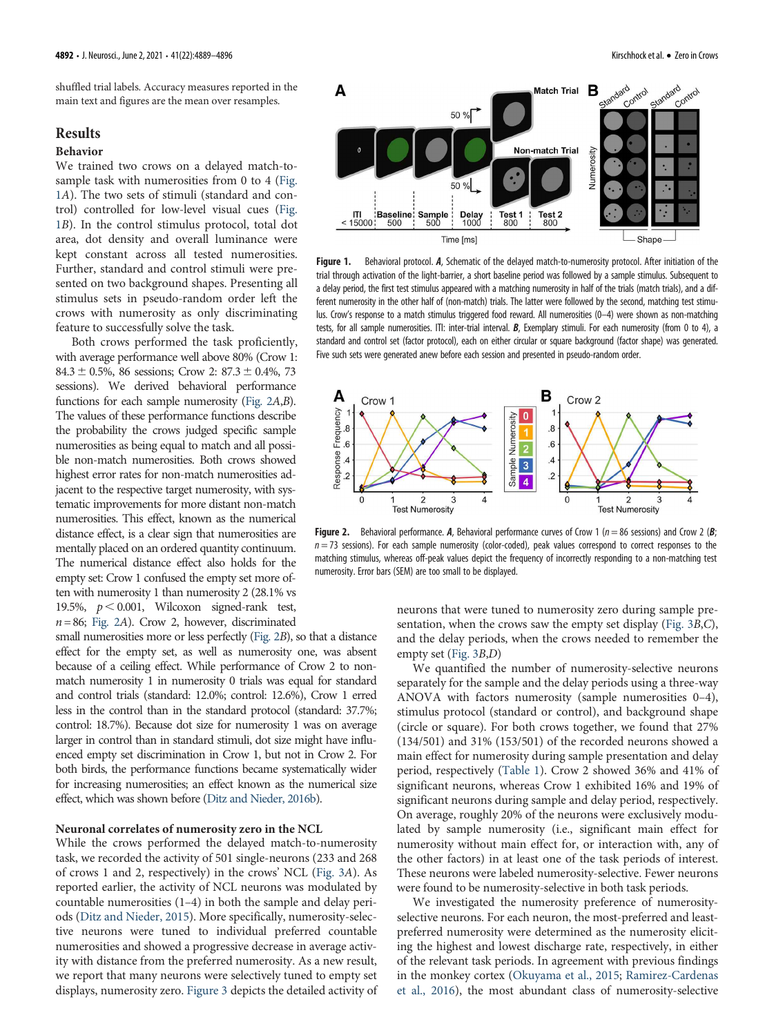shuffled trial labels. Accuracy measures reported in the main text and figures are the mean over resamples.

## Results

### Behavior

We trained two crows on a delayed match-to-sample task with numerosities from 0 to 4 (Fig. 1*A*). The two sets of stimuli (standard and control) controlled for low-level visual cues (Fig. 1*B*). In the control stimulus protocol, total dot area, dot density and overall luminance were kept constant across all tested numerosities. Further, standard and control stimuli were presented on two background shapes. Presenting all stimulus sets in pseudo-random order left the crows with numerosity as only discriminating feature to successfully solve the task.

Both crows performed the task proficiently, with average performance well above 80% (Crow 1: 84.3 ± 0.5%, 86 sessions; Crow 2: 87.3 ± 0.4%, 73 sessions). We derived behavioral performance functions for each sample numerosity (Fig. 2*A*,*B*). The values of these performance functions describe the probability the crows judged specific sample numerosities as being equal to match and all possible non-match numerosities. Both crows showed highest error rates for non-match numerosities adjacent to the respective target numerosity, with systematic improvements for more distant non-match numerosities. This effect, known as the numerical distance effect, is a clear sign that numerosities are mentally placed on an ordered quantity continuum. The numerical distance effect also holds for the empty set: Crow 1 confused the empty set more often with numerosity 1 than numerosity 2 (28.1% vs 19.5%, $p < 0.001$, Wilcoxon signed-rank test, $n = 86$; Fig. 2*A*). Crow 2, however, discriminated small numerosities more or less perfectly (Fig. 2*B*), so that a distance effect for the empty set, as well as numerosity one, was absent because of a ceiling effect. While performance of Crow 2 to non-match numerosity 1 in numerosity 0 trials was equal for standard and control trials (standard: 12.0%; control: 12.6%), Crow 1 erred less in the control than in the standard protocol (standard: 37.7%; control: 18.7%). Because dot size for numerosity 1 was on average larger in control than in standard stimuli, dot size might have influenced empty set discrimination in Crow 1, but not in Crow 2. For both birds, the performance functions became systematically wider for increasing numerosities; an effect known as the numerical size effect, which was shown before (Ditz and Nieder, 2016b).

**Figure 1.** Behavioral protocol. ***A***, Schematic of the delayed match-to-numerosity protocol. After initiation of the trial through activation of the light-barrier, a short baseline period was followed by a sample stimulus. Subsequent to a delay period, the first test stimulus appeared with a matching numerosity in half of the trials (match trials), and a different numerosity in the other half of (non-match) trials. The latter were followed by the second, matching test stimulus. Crow's response to a match stimulus triggered food reward. All numerosities (0–4) were shown as non-matching tests, for all sample numerosities. ITI: inter-trial interval. ***B***, Exemplary stimuli. For each numerosity (from 0 to 4), a standard and control set (factor protocol), each on either circular or square background (factor shape) was generated. Five such sets were generated anew before each session and presented in pseudo-random order.

**Figure 2.** Behavioral performance. ***A***, Behavioral performance curves of Crow 1 ($n = 86$ sessions) and Crow 2 (***B***; $n = 73$ sessions). For each sample numerosity (color-coded), peak values correspond to correct responses to the matching stimulus, whereas off-peak values depict the frequency of incorrectly responding to a non-matching test numerosity. Error bars (SEM) are too small to be displayed.

### Neuronal correlates of numerosity zero in the NCL

While the crows performed the delayed match-to-numerosity task, we recorded the activity of 501 single-neurons (233 and 268 of crows 1 and 2, respectively) in the crows' NCL (Fig. 3*A*). As reported earlier, the activity of NCL neurons was modulated by countable numerosities (1–4) in both the sample and delay periods (Ditz and Nieder, 2015). More specifically, numerosity-selective neurons were tuned to individual preferred countable numerosities and showed a progressive decrease in average activity with distance from the preferred numerosity. As a new result, we report that many neurons were selectively tuned to empty set displays, numerosity zero. Figure 3 depicts the detailed activity of neurons that were tuned to numerosity zero during sample presentation, when the crows saw the empty set display (Fig. 3*B*,*C*), and the delay periods, when the crows needed to remember the empty set (Fig. 3*B*,*D*)

We quantified the number of numerosity-selective neurons separately for the sample and the delay periods using a three-way ANOVA with factors numerosity (sample numerosities 0–4), stimulus protocol (standard or control), and background shape (circle or square). For both crows together, we found that 27% (134/501) and 31% (153/501) of the recorded neurons showed a main effect for numerosity during sample presentation and delay period, respectively (Table 1). Crow 2 showed 36% and 41% of significant neurons, whereas Crow 1 exhibited 16% and 19% of significant neurons during sample and delay period, respectively. On average, roughly 20% of the neurons were exclusively modulated by sample numerosity (i.e., significant main effect for numerosity without main effect for, or interaction with, any of the other factors) in at least one of the task periods of interest. These neurons were labeled numerosity-selective. Fewer neurons were found to be numerosity-selective in both task periods.

We investigated the numerosity preference of numerosity-selective neurons. For each neuron, the most-preferred and least-preferred numerosity were determined as the numerosity eliciting the highest and lowest discharge rate, respectively, in either of the relevant task periods. In agreement with previous findings in the monkey cortex (Okuyama et al., 2015; Ramirez-Cardenas et al., 2016), the most abundant class of numerosity-selective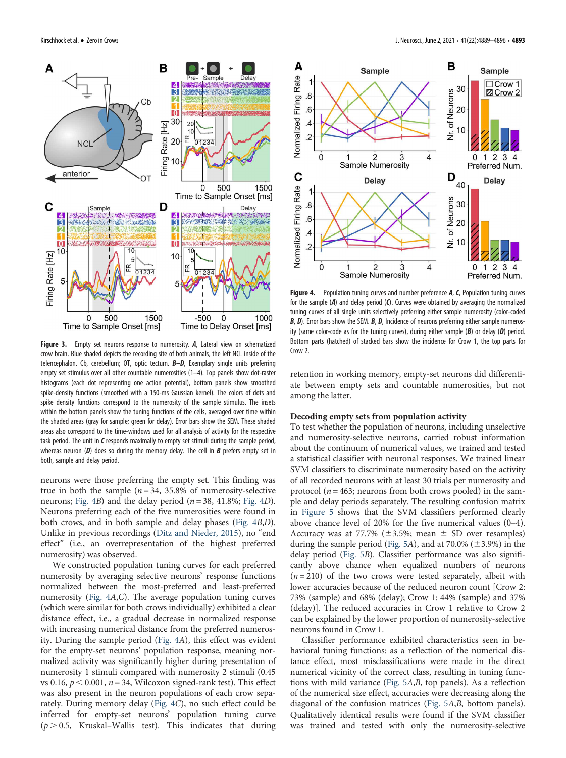**Figure 3.** Empty set neurons response to numerosity. ***A***, Lateral view on schematized crow brain. Blue shaded depicts the recording site of both animals, the left NCL inside of the telencephalon. Cb, cerebellum; OT, optic tectum. ***B–D***, Exemplary single units preferring empty set stimulus over all other countable numerosities (1–4). Top panels show dot-raster histograms (each dot representing one action potential), bottom panels show smoothed spike-density functions (smoothed with a 150-ms Gaussian kernel). The colors of dots and spike density functions correspond to the numerosity of the sample stimulus. The insets within the bottom panels show the tuning functions of the cells, averaged over time within the shaded areas (gray for sample; green for delay). Error bars show the SEM. These shaded areas also correspond to the time-windows used for all analysis of activity for the respective task period. The unit in ***C*** responds maximally to empty set stimuli during the sample period, whereas neuron (***D***) does so during the memory delay. The cell in ***B*** prefers empty set in both, sample and delay period.

**Figure 4.** Population tuning curves and number preference ***A***, ***C***, Population tuning curves for the sample (***A***) and delay period (***C***). Curves were obtained by averaging the normalized tuning curves of all single units selectively preferring either sample numerosity (color-coded ***B***, ***D***). Error bars show the SEM. ***B***, ***D***, Incidence of neurons preferring either sample numerosity (same color-code as for the tuning curves), during either sample (***B***) or delay (***D***) period. Bottom parts (hatched) of stacked bars show the incidence for Crow 1, the top parts for Crow 2.

neurons were those preferring the empty set. This finding was true in both the sample ($n = 34$, 35.8% of numerosity-selective neurons; Fig. 4*B*) and the delay period ($n = 38$, 41.8%; Fig. 4*D*). Neurons preferring each of the five numerosities were found in both crows, and in both sample and delay phases (Fig. 4*B*,*D*). Unlike in previous recordings (Ditz and Nieder, 2015), no "end effect" (i.e., an overrepresentation of the highest preferred numerosity) was observed.

We constructed population tuning curves for each preferred numerosity by averaging selective neurons' response functions normalized between the most-preferred and least-preferred numerosity (Fig. 4*A*,*C*). The average population tuning curves (which were similar for both crows individually) exhibited a clear distance effect, i.e., a gradual decrease in normalized response with increasing numerical distance from the preferred numerosity. During the sample period (Fig. 4*A*), this effect was evident for the empty-set neurons' population response, meaning normalized activity was significantly higher during presentation of numerosity 1 stimuli compared with numerosity 2 stimuli (0.45 vs 0.16, $p < 0.001$, $n = 34$, Wilcoxon signed-rank test). This effect was also present in the neuron populations of each crow separately. During memory delay (Fig. 4*C*), no such effect could be inferred for empty-set neurons' population tuning curve ($p > 0.5$, Kruskal–Wallis test). This indicates that during retention in working memory, empty-set neurons did differentiate between empty sets and countable numerosities, but not among the latter.

## Decoding empty sets from population activity

To test whether the population of neurons, including unselective and numerosity-selective neurons, carried robust information about the continuum of numerical values, we trained and tested a statistical classifier with neuronal responses. We trained linear SVM classifiers to discriminate numerosity based on the activity of all recorded neurons with at least 30 trials per numerosity and protocol ($n = 463$; neurons from both crows pooled) in the sample and delay periods separately. The resulting confusion matrix in Figure 5 shows that the SVM classifiers performed clearly above chance level of 20% for the five numerical values (0–4). Accuracy was at 77.7% (±3.5%; mean ± SD over resamples) during the sample period (Fig. 5*A*), and at 70.0% (±3.9%) in the delay period (Fig. 5*B*). Classifier performance was also significantly above chance when equalized numbers of neurons ($n = 210$) of the two crows were tested separately, albeit with lower accuracies because of the reduced neuron count [Crow 2: 73% (sample) and 68% (delay); Crow 1: 44% (sample) and 37% (delay)]. The reduced accuracies in Crow 1 relative to Crow 2 can be explained by the lower proportion of numerosity-selective neurons found in Crow 1.

Classifier performance exhibited characteristics seen in behavioral tuning functions: as a reflection of the numerical distance effect, most misclassifications were made in the direct numerical vicinity of the correct class, resulting in tuning functions with mild variance (Fig. 5*A*,*B*, top panels). As a reflection of the numerical size effect, accuracies were decreasing along the diagonal of the confusion matrices (Fig. 5*A*,*B*, bottom panels). Qualitatively identical results were found if the SVM classifier was trained and tested with only the numerosity-selective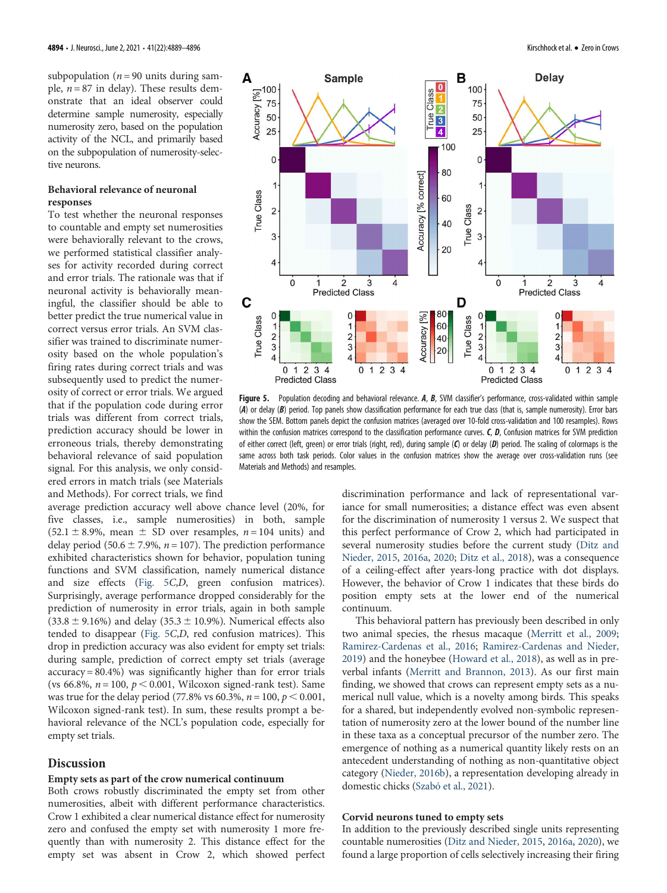subpopulation ($n = 90$ units during sample, $n = 87$ in delay). These results demonstrate that an ideal observer could determine sample numerosity, especially numerosity zero, based on the population activity of the NCL, and primarily based on the subpopulation of numerosity-selective neurons.

### Behavioral relevance of neuronal responses

To test whether the neuronal responses to countable and empty set numerosities were behaviorally relevant to the crows, we performed statistical classifier analyses for activity recorded during correct and error trials. The rationale was that if neuronal activity is behaviorally meaningful, the classifier should be able to better predict the true numerical value in correct versus error trials. An SVM classifier was trained to discriminate numerosity based on the whole population's firing rates during correct trials and was subsequently used to predict the numerosity of correct or error trials. We argued that if the population code during error trials was different from correct trials, prediction accuracy should be lower in erroneous trials, thereby demonstrating behavioral relevance of said population signal. For this analysis, we only considered errors in match trials (see Materials and Methods). For correct trials, we find average prediction accuracy well above chance level (20%, for five classes, i.e., sample numerosities) in both, sample ($52.1 \pm 8.9\%$, mean $\pm$ SD over resamples, $n = 104$ units) and delay period ($50.6 \pm 7.9\%$, $n = 107$). The prediction performance exhibited characteristics shown for behavior, population tuning functions and SVM classification, namely numerical distance and size effects (Fig. 5C,D, green confusion matrices). Surprisingly, average performance dropped considerably for the prediction of numerosity in error trials, again in both sample ($33.8 \pm 9.16\%$) and delay ($35.3 \pm 10.9\%$). Numerical effects also tended to disappear (Fig. 5C,D, red confusion matrices). This drop in prediction accuracy was also evident for empty set trials: during sample, prediction of correct empty set trials (average accuracy = 80.4%) was significantly higher than for error trials (vs 66.8%, $n = 100$, $p < 0.001$, Wilcoxon signed-rank test). Same was true for the delay period (77.8% vs 60.3%, $n = 100$, $p < 0.001$, Wilcoxon signed-rank test). In sum, these results prompt a behavioral relevance of the NCL's population code, especially for empty set trials.

**Figure 5.** Population decoding and behavioral relevance. ***A***, ***B***, SVM classifier's performance, cross-validated within sample (***A***) or delay (***B***) period. Top panels show classification performance for each true class (that is, sample numerosity). Error bars show the SEM. Bottom panels depict the confusion matrices (averaged over 10-fold cross-validation and 100 resamples). Rows within the confusion matrices correspond to the classification performance curves. ***C***, ***D***, Confusion matrices for SVM prediction of either correct (left, green) or error trials (right, red), during sample (***C***) or delay (***D***) period. The scaling of colormaps is the same across both task periods. Color values in the confusion matrices show the average over cross-validation runs (see Materials and Methods) and resamples.

## Discussion

### Empty sets as part of the crow numerical continuum

Both crows robustly discriminated the empty set from other numerosities, albeit with different performance characteristics. Crow 1 exhibited a clear numerical distance effect for numerosity zero and confused the empty set with numerosity 1 more frequently than with numerosity 2. This distance effect for the empty set was absent in Crow 2, which showed perfect discrimination performance and lack of representational variance for small numerosities; a distance effect was even absent for the discrimination of numerosity 1 versus 2. We suspect that this perfect performance of Crow 2, which had participated in several numerosity studies before the current study (Ditz and Nieder, 2015, 2016a, 2020; Ditz et al., 2018), was a consequence of a ceiling-effect after years-long practice with dot displays. However, the behavior of Crow 1 indicates that these birds do position empty sets at the lower end of the numerical continuum.

This behavioral pattern has previously been described in only two animal species, the rhesus macaque (Merritt et al., 2009; Ramirez-Cardenas et al., 2016; Ramirez-Cardenas and Nieder, 2019) and the honeybee (Howard et al., 2018), as well as in preverbal infants (Merritt and Brannon, 2013). As our first main finding, we showed that crows can represent empty sets as a numerical null value, which is a novelty among birds. This speaks for a shared, but independently evolved non-symbolic representation of numerosity zero at the lower bound of the number line in these taxa as a conceptual precursor of the number zero. The emergence of nothing as a numerical quantity likely rests on an antecedent understanding of nothing as non-quantitative object category (Nieder, 2016b), a representation developing already in domestic chicks (Szabó et al., 2021).

### Corvid neurons tuned to empty sets

In addition to the previously described single units representing countable numerosities (Ditz and Nieder, 2015, 2016a, 2020), we found a large proportion of cells selectively increasing their firing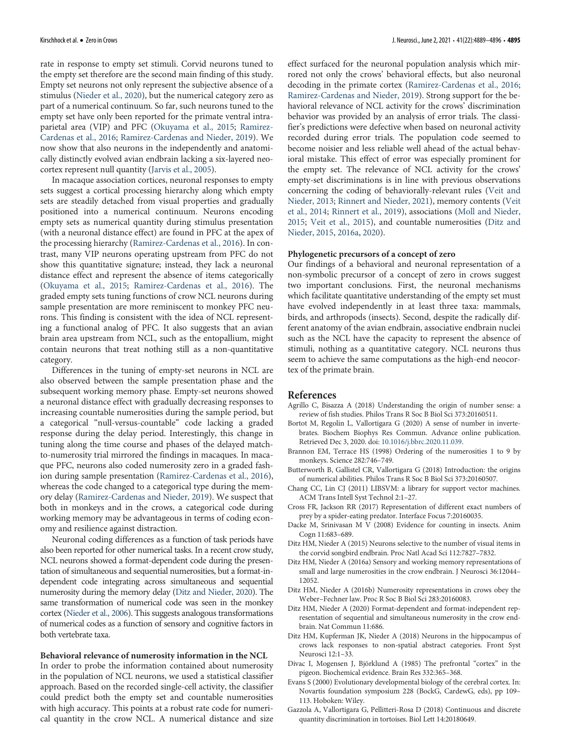rate in response to empty set stimuli. Corvid neurons tuned to the empty set therefore are the second main finding of this study. Empty set neurons not only represent the subjective absence of a stimulus (Nieder et al., 2020), but the numerical category zero as part of a numerical continuum. So far, such neurons tuned to the empty set have only been reported for the primate ventral intraparietal area (VIP) and PFC (Okuyama et al., 2015; Ramirez-Cardenas et al., 2016; Ramirez-Cardenas and Nieder, 2019). We now show that also neurons in the independently and anatomically distinctly evolved avian endbrain lacking a six-layered neocortex represent null quantity (Jarvis et al., 2005).

In macaque association cortices, neuronal responses to empty sets suggest a cortical processing hierarchy along which empty sets are steadily detached from visual properties and gradually positioned into a numerical continuum. Neurons encoding empty sets as numerical quantity during stimulus presentation (with a neuronal distance effect) are found in PFC at the apex of the processing hierarchy (Ramirez-Cardenas et al., 2016). In contrast, many VIP neurons operating upstream from PFC do not show this quantitative signature; instead, they lack a neuronal distance effect and represent the absence of items categorically (Okuyama et al., 2015; Ramirez-Cardenas et al., 2016). The graded empty sets tuning functions of crow NCL neurons during sample presentation are more reminiscent to monkey PFC neurons. This finding is consistent with the idea of NCL representing a functional analog of PFC. It also suggests that an avian brain area upstream from NCL, such as the entopallium, might contain neurons that treat nothing still as a non-quantitative category.

Differences in the tuning of empty-set neurons in NCL are also observed between the sample presentation phase and the subsequent working memory phase. Empty-set neurons showed a neuronal distance effect with gradually decreasing responses to increasing countable numerosities during the sample period, but a categorical "null-versus-countable" code lacking a graded response during the delay period. Interestingly, this change in tuning along the time course and phases of the delayed match-to-numerosity trial mirrored the findings in macaques. In macaque PFC, neurons also coded numerosity zero in a graded fashion during sample presentation (Ramirez-Cardenas et al., 2016), whereas the code changed to a categorical type during the memory delay (Ramirez-Cardenas and Nieder, 2019). We suspect that both in monkeys and in the crows, a categorical code during working memory may be advantageous in terms of coding economy and resilience against distraction.

Neuronal coding differences as a function of task periods have also been reported for other numerical tasks. In a recent crow study, NCL neurons showed a format-dependent code during the presentation of simultaneous and sequential numerosities, but a format-independent code integrating across simultaneous and sequential numerosity during the memory delay (Ditz and Nieder, 2020). The same transformation of numerical code was seen in the monkey cortex (Nieder et al., 2006). This suggests analogous transformations of numerical codes as a function of sensory and cognitive factors in both vertebrate taxa.

**Behavioral relevance of numerosity information in the NCL**

In order to probe the information contained about numerosity in the population of NCL neurons, we used a statistical classifier approach. Based on the recorded single-cell activity, the classifier could predict both the empty set and countable numerosities with high accuracy. This points at a robust rate code for numerical quantity in the crow NCL. A numerical distance and size effect surfaced for the neuronal population analysis which mirrored not only the crows' behavioral effects, but also neuronal decoding in the primate cortex (Ramirez-Cardenas et al., 2016; Ramirez-Cardenas and Nieder, 2019). Strong support for the behavioral relevance of NCL activity for the crows' discrimination behavior was provided by an analysis of error trials. The classifier's predictions were defective when based on neuronal activity recorded during error trials. The population code seemed to become noisier and less reliable well ahead of the actual behavioral mistake. This effect of error was especially prominent for the empty set. The relevance of NCL activity for the crows' empty-set discriminations is in line with previous observations concerning the coding of behaviorally-relevant rules (Veit and Nieder, 2013; Rinnert and Nieder, 2021), memory contents (Veit et al., 2014; Rinnert et al., 2019), associations (Moll and Nieder, 2015; Veit et al., 2015), and countable numerosities (Ditz and Nieder, 2015, 2016a, 2020).

**Phylogenetic precursors of a concept of zero**

Our findings of a behavioral and neuronal representation of a non-symbolic precursor of a concept of zero in crows suggest two important conclusions. First, the neuronal mechanisms which facilitate quantitative understanding of the empty set must have evolved independently in at least three taxa: mammals, birds, and arthropods (insects). Second, despite the radically different anatomy of the avian endbrain, associative endbrain nuclei such as the NCL have the capacity to represent the absence of stimuli, nothing as a quantitative category. NCL neurons thus seem to achieve the same computations as the high-end neocortex of the primate brain.

## References

Agrillo C, Bisazza A (2018) Understanding the origin of number sense: a review of fish studies. Philos Trans R Soc B Biol Sci 373:20160511.

Bortot M, Regolin L, Vallortigara G (2020) A sense of number in invertebrates. Biochem Biophys Res Commun. Advance online publication. Retrieved Dec 3, 2020. doi: 10.1016/j.bbrc.2020.11.039.

Brannon EM, Terrace HS (1998) Ordering of the numerosities 1 to 9 by monkeys. Science 282:746–749.

Butterworth B, Gallistel CR, Vallortigara G (2018) Introduction: the origins of numerical abilities. Philos Trans R Soc B Biol Sci 373:20160507.

Chang CC, Lin CJ (2011) LIBSVM: a library for support vector machines. ACM Trans Intell Syst Technol 2:1–27.

Cross FR, Jackson RR (2017) Representation of different exact numbers of prey by a spider-eating predator. Interface Focus 7:20160035.

Dacke M, Srinivasan M V (2008) Evidence for counting in insects. Anim Cogn 11:683–689.

Ditz HM, Nieder A (2015) Neurons selective to the number of visual items in the corvid songbird endbrain. Proc Natl Acad Sci 112:7827–7832.

Ditz HM, Nieder A (2016a) Sensory and working memory representations of small and large numerosities in the crow endbrain. J Neurosci 36:12044–12052.

Ditz HM, Nieder A (2016b) Numerosity representations in crows obey the Weber–Fechner law. Proc R Soc B Biol Sci 283:20160083.

Ditz HM, Nieder A (2020) Format-dependent and format-independent representation of sequential and simultaneous numerosity in the crow endbrain. Nat Commun 11:686.

Ditz HM, Kupferman JK, Nieder A (2018) Neurons in the hippocampus of crows lack responses to non-spatial abstract categories. Front Syst Neurosci 12:1–33.

Divac I, Mogensen J, Björklund A (1985) The prefrontal "cortex" in the pigeon. Biochemical evidence. Brain Res 332:365–368.

Evans S (2000) Evolutionary developmental biology of the cerebral cortex. In: Novartis foundation symposium 228 (BockG, CardewG, eds), pp 109–113. Hoboken: Wiley.

Gazzola A, Vallortigara G, Pellitteri-Rosa D (2018) Continuous and discrete quantity discrimination in tortoises. Biol Lett 14:20180649.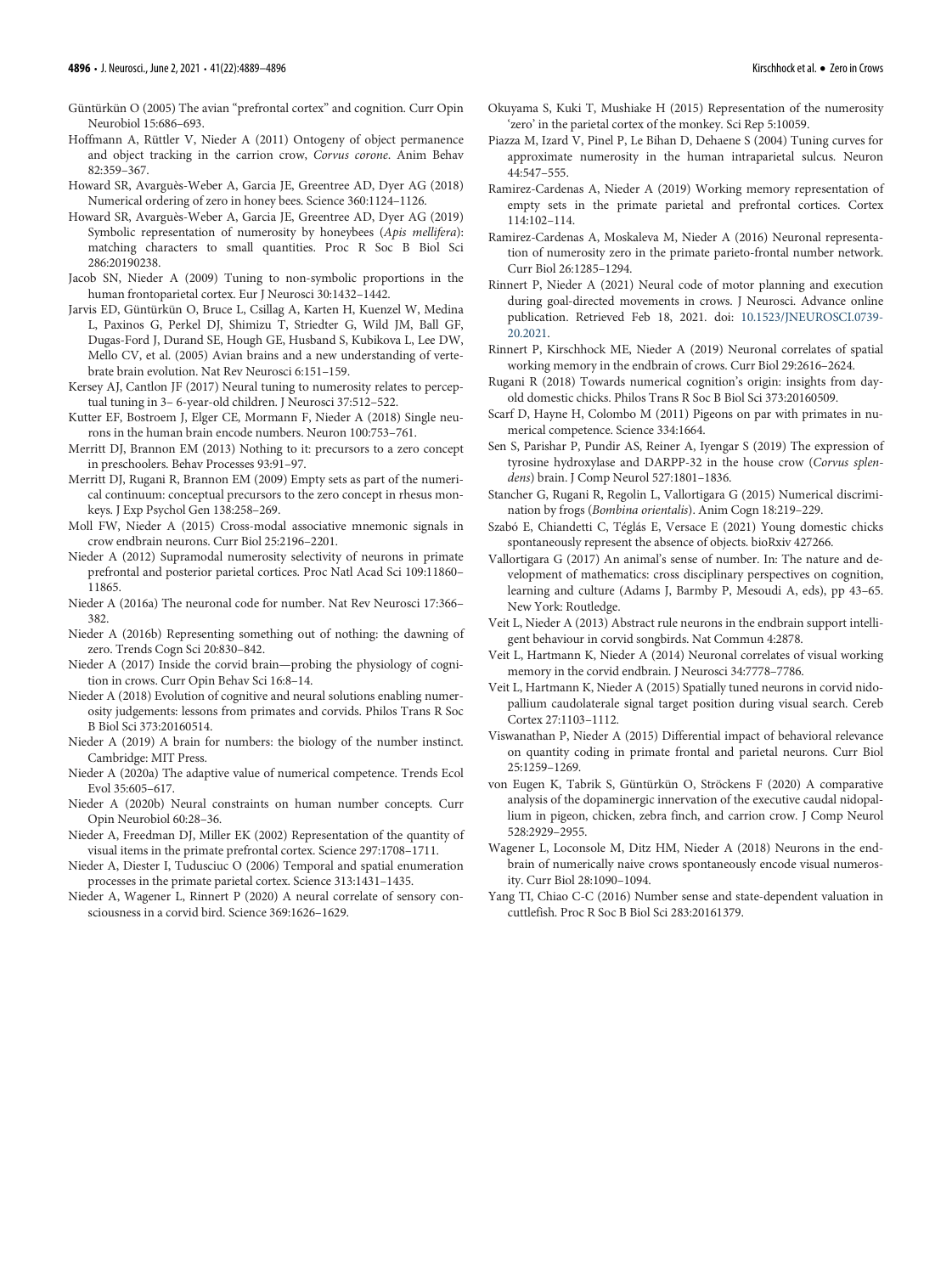Güntürkün O (2005) The avian "prefrontal cortex" and cognition. Curr Opin Neurobiol 15:686–693.

Hoffmann A, Rüttler V, Nieder A (2011) Ontogeny of object permanence and object tracking in the carrion crow, *Corvus corone*. Anim Behav 82:359–367.

Howard SR, Avarguès-Weber A, Garcia JE, Greentree AD, Dyer AG (2018) Numerical ordering of zero in honey bees. Science 360:1124–1126.

Howard SR, Avarguès-Weber A, Garcia JE, Greentree AD, Dyer AG (2019) Symbolic representation of numerosity by honeybees (*Apis mellifera*): matching characters to small quantities. Proc R Soc B Biol Sci 286:20190238.

Jacob SN, Nieder A (2009) Tuning to non-symbolic proportions in the human frontoparietal cortex. Eur J Neurosci 30:1432–1442.

Jarvis ED, Güntürkün O, Bruce L, Csillag A, Karten H, Kuenzel W, Medina L, Paxinos G, Perkel DJ, Shimizu T, Striedter G, Wild JM, Ball GF, Dugas-Ford J, Durand SE, Hough GE, Husband S, Kubikova L, Lee DW, Mello CV, et al. (2005) Avian brains and a new understanding of vertebrate brain evolution. Nat Rev Neurosci 6:151–159.

Kersey AJ, Cantlon JF (2017) Neural tuning to numerosity relates to perceptual tuning in 3– 6-year-old children. J Neurosci 37:512–522.

Kutter EF, Bostroem J, Elger CE, Mormann F, Nieder A (2018) Single neurons in the human brain encode numbers. Neuron 100:753–761.

Merritt DJ, Brannon EM (2013) Nothing to it: precursors to a zero concept in preschoolers. Behav Processes 93:91–97.

Merritt DJ, Rugani R, Brannon EM (2009) Empty sets as part of the numerical continuum: conceptual precursors to the zero concept in rhesus monkeys. J Exp Psychol Gen 138:258–269.

Moll FW, Nieder A (2015) Cross-modal associative mnemonic signals in crow endbrain neurons. Curr Biol 25:2196–2201.

Nieder A (2012) Supramodal numerosity selectivity of neurons in primate prefrontal and posterior parietal cortices. Proc Natl Acad Sci 109:11860–11865.

Nieder A (2016a) The neuronal code for number. Nat Rev Neurosci 17:366–382.

Nieder A (2016b) Representing something out of nothing: the dawning of zero. Trends Cogn Sci 20:830–842.

Nieder A (2017) Inside the corvid brain—probing the physiology of cognition in crows. Curr Opin Behav Sci 16:8–14.

Nieder A (2018) Evolution of cognitive and neural solutions enabling numerosity judgements: lessons from primates and corvids. Philos Trans R Soc B Biol Sci 373:20160514.

Nieder A (2019) A brain for numbers: the biology of the number instinct. Cambridge: MIT Press.

Nieder A (2020a) The adaptive value of numerical competence. Trends Ecol Evol 35:605–617.

Nieder A (2020b) Neural constraints on human number concepts. Curr Opin Neurobiol 60:28–36.

Nieder A, Freedman DJ, Miller EK (2002) Representation of the quantity of visual items in the primate prefrontal cortex. Science 297:1708–1711.

Nieder A, Diester I, Tudusciuc O (2006) Temporal and spatial enumeration processes in the primate parietal cortex. Science 313:1431–1435.

Nieder A, Wagener L, Rinnert P (2020) A neural correlate of sensory consciousness in a corvid bird. Science 369:1626–1629.

Okuyama S, Kuki T, Mushiake H (2015) Representation of the numerosity 'zero' in the parietal cortex of the monkey. Sci Rep 5:10059.

Piazza M, Izard V, Pinel P, Le Bihan D, Dehaene S (2004) Tuning curves for approximate numerosity in the human intraparietal sulcus. Neuron 44:547–555.

Ramirez-Cardenas A, Nieder A (2019) Working memory representation of empty sets in the primate parietal and prefrontal cortices. Cortex 114:102–114.

Ramirez-Cardenas A, Moskaleva M, Nieder A (2016) Neuronal representation of numerosity zero in the primate parieto-frontal number network. Curr Biol 26:1285–1294.

Rinnert P, Nieder A (2021) Neural code of motor planning and execution during goal-directed movements in crows. J Neurosci. Advance online publication. Retrieved Feb 18, 2021. doi: 10.1523/JNEUROSCI.0739-20.2021.

Rinnert P, Kirschhock ME, Nieder A (2019) Neuronal correlates of spatial working memory in the endbrain of crows. Curr Biol 29:2616–2624.

Rugani R (2018) Towards numerical cognition's origin: insights from day-old domestic chicks. Philos Trans R Soc B Biol Sci 373:20160509.

Scarf D, Hayne H, Colombo M (2011) Pigeons on par with primates in numerical competence. Science 334:1664.

Sen S, Parishar P, Pundir AS, Reiner A, Iyengar S (2019) The expression of tyrosine hydroxylase and DARPP-32 in the house crow (*Corvus splendens*) brain. J Comp Neurol 527:1801–1836.

Stancher G, Rugani R, Regolin L, Vallortigara G (2015) Numerical discrimination by frogs (*Bombina orientalis*). Anim Cogn 18:219–229.

Szabó E, Chiandetti C, Téglás E, Versace E (2021) Young domestic chicks spontaneously represent the absence of objects. bioRxiv 427266.

Vallortigara G (2017) An animal's sense of number. In: The nature and development of mathematics: cross disciplinary perspectives on cognition, learning and culture (Adams J, Barmby P, Mesoudi A, eds), pp 43–65. New York: Routledge.

Veit L, Nieder A (2013) Abstract rule neurons in the endbrain support intelligent behaviour in corvid songbirds. Nat Commun 4:2878.

Veit L, Hartmann K, Nieder A (2014) Neuronal correlates of visual working memory in the corvid endbrain. J Neurosci 34:7778–7786.

Veit L, Hartmann K, Nieder A (2015) Spatially tuned neurons in corvid nidopallium caudolaterale signal target position during visual search. Cereb Cortex 27:1103–1112.

Viswanathan P, Nieder A (2015) Differential impact of behavioral relevance on quantity coding in primate frontal and parietal neurons. Curr Biol 25:1259–1269.

von Eugen K, Tabrik S, Güntürkün O, Ströckens F (2020) A comparative analysis of the dopaminergic innervation of the executive caudal nidopallium in pigeon, chicken, zebra finch, and carrion crow. J Comp Neurol 528:2929–2955.

Wagener L, Loconsole M, Ditz HM, Nieder A (2018) Neurons in the endbrain of numerically naive crows spontaneously encode visual numerosity. Curr Biol 28:1090–1094.

Yang TI, Chiao C-C (2016) Number sense and state-dependent valuation in cuttlefish. Proc R Soc B Biol Sci 283:20161379.